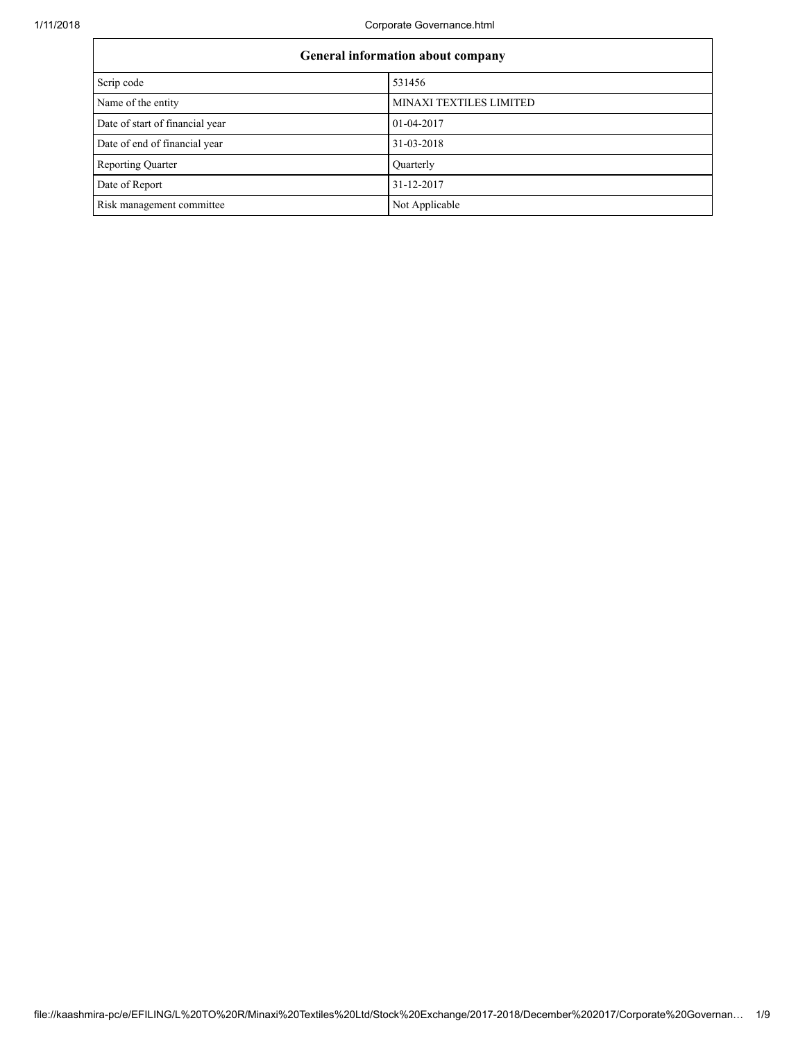| General information about company | |
|---|---|
| Scrip code | 531456 |
| Name of the entity | MINAXI TEXTILES LIMITED |
| Date of start of financial year | 01-04-2017 |
| Date of end of financial year | 31-03-2018 |
| Reporting Quarter | Quarterly |
| Date of Report | 31-12-2017 |
| Risk management committee | Not Applicable |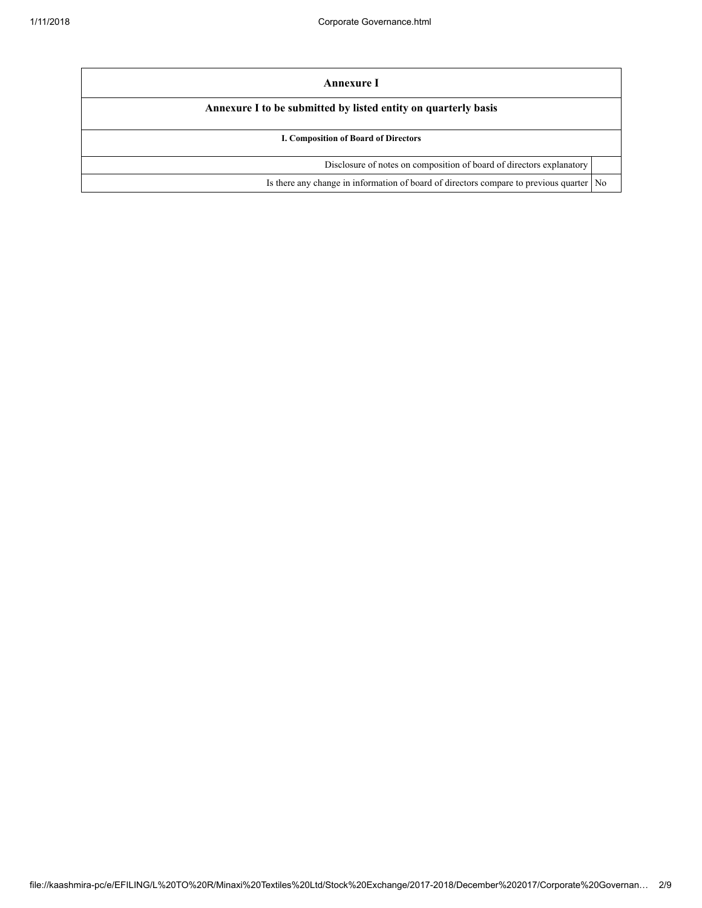# Annexure I

## Annexure I to be submitted by listed entity on quarterly basis

### I. Composition of Board of Directors

| | |
|---|---|
| Disclosure of notes on composition of board of directors explanatory | |
| Is there any change in information of board of directors compare to previous quarter | No |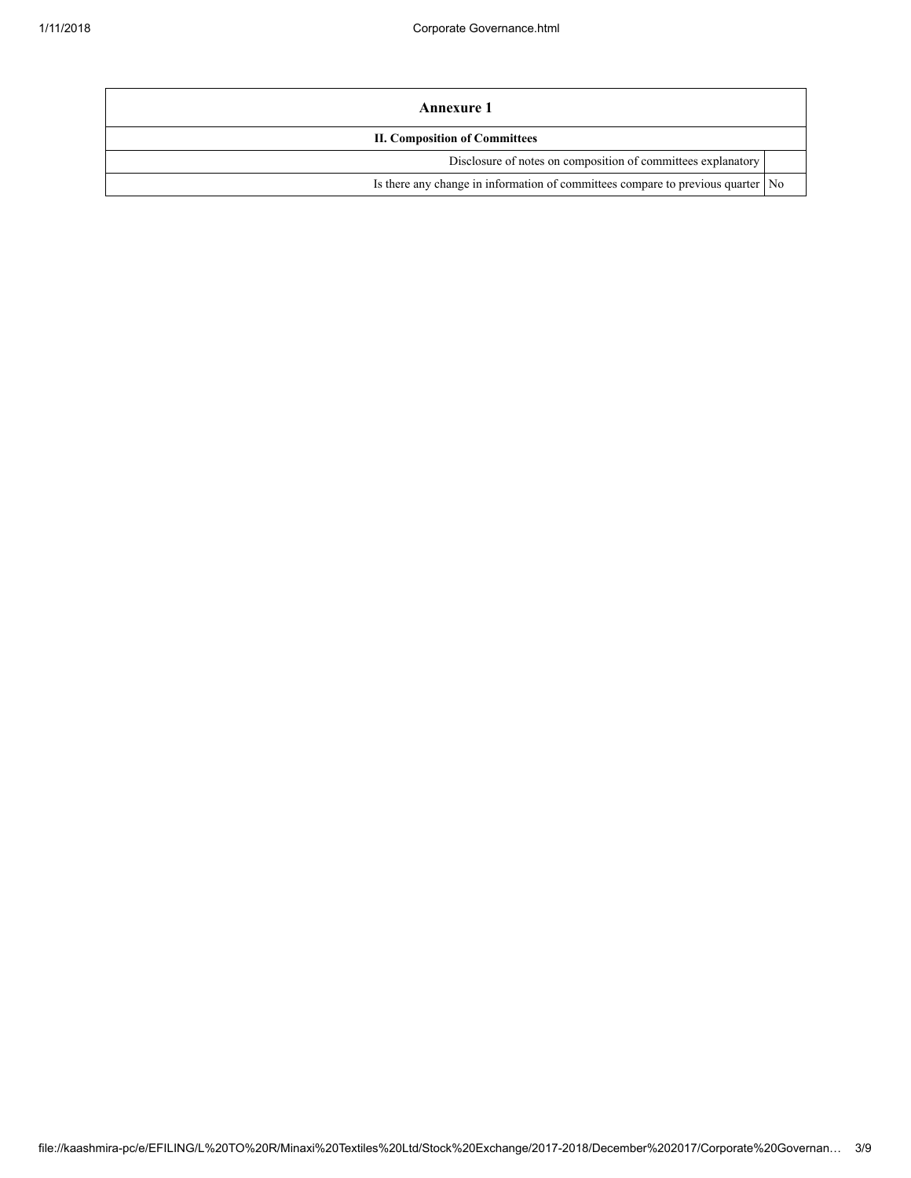| Annexure 1 | |
|---|---|
| **II. Composition of Committees** | |
| Disclosure of notes on composition of committees explanatory | |
| Is there any change in information of committees compare to previous quarter | No |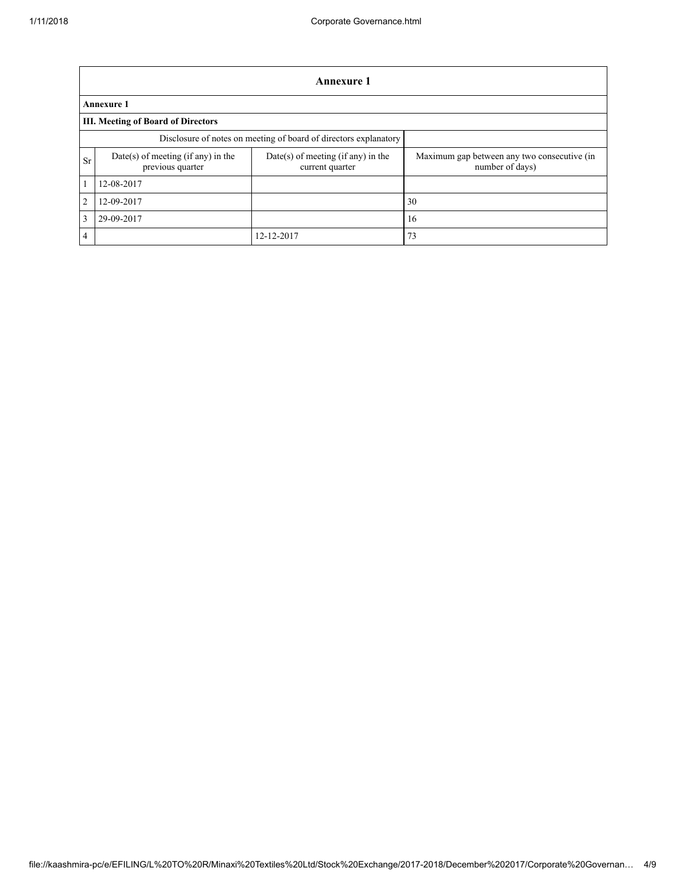| Annexure 1 | | | |
|---|---|---|---|
| **Annexure 1** | | | |
| **III. Meeting of Board of Directors** | | | |
| Disclosure of notes on meeting of board of directors explanatory | | | |
| Sr | Date(s) of meeting (if any) in the previous quarter | Date(s) of meeting (if any) in the current quarter | Maximum gap between any two consecutive (in number of days) |
| 1 | 12-08-2017 | | |
| 2 | 12-09-2017 | | 30 |
| 3 | 29-09-2017 | | 16 |
| 4 | | 12-12-2017 | 73 |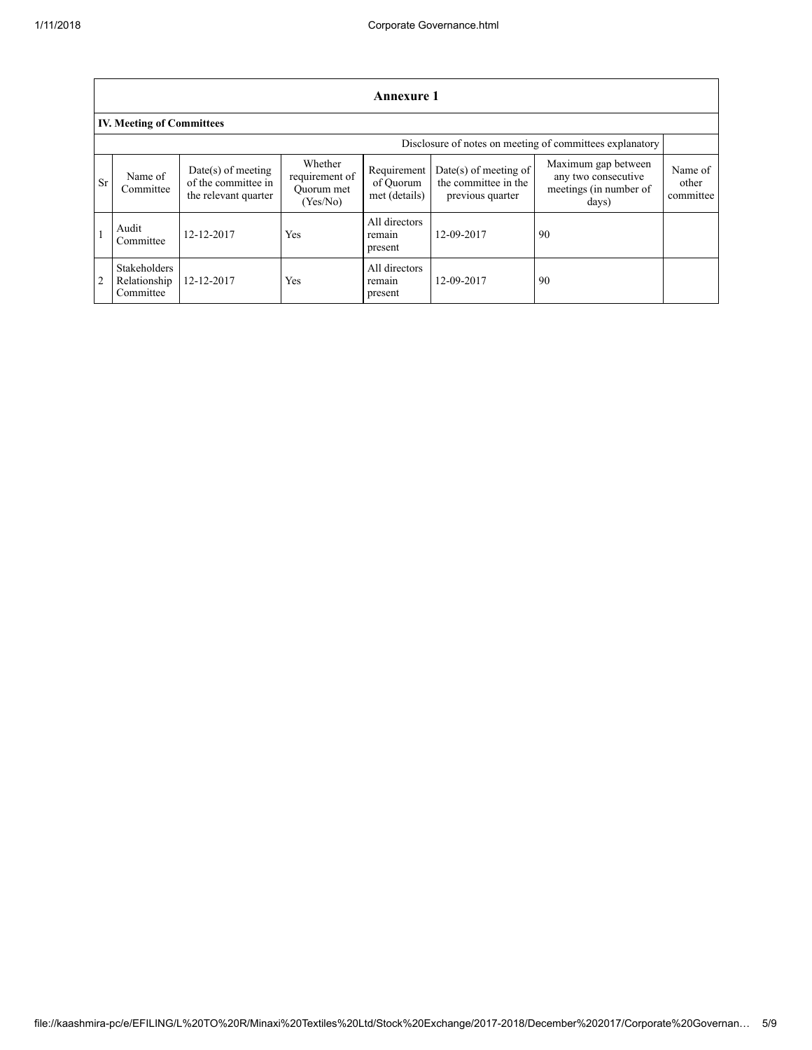## Annexure 1

### IV. Meeting of Committees

| Disclosure of notes on meeting of committees explanatory | | | | | | | |
|---|---|---|---|---|---|---|---|
| Sr | Name of Committee | Date(s) of meeting of the committee in the relevant quarter | Whether requirement of Quorum met (Yes/No) | Requirement of Quorum met (details) | Date(s) of meeting of the committee in the previous quarter | Maximum gap between any two consecutive meetings (in number of days) | Name of other committee |
| 1 | Audit Committee | 12-12-2017 | Yes | All directors remain present | 12-09-2017 | 90 | |
| 2 | Stakeholders Relationship Committee | 12-12-2017 | Yes | All directors remain present | 12-09-2017 | 90 | |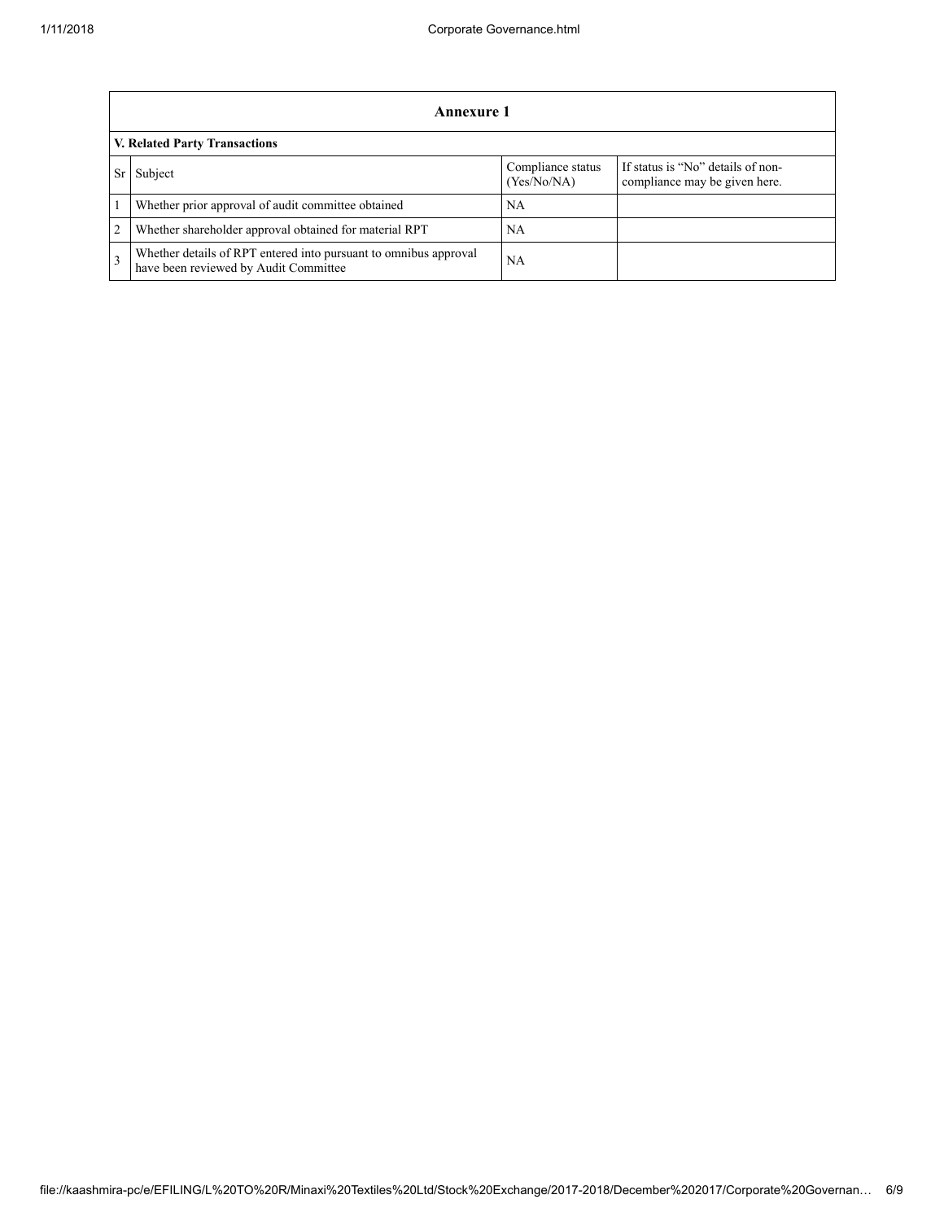| Annexure 1 | | | |
|---|---|---|---|
| **V. Related Party Transactions** | | | |
| Sr | Subject | Compliance status (Yes/No/NA) | If status is "No" details of non-compliance may be given here. |
| 1 | Whether prior approval of audit committee obtained | NA | |
| 2 | Whether shareholder approval obtained for material RPT | NA | |
| 3 | Whether details of RPT entered into pursuant to omnibus approval have been reviewed by Audit Committee | NA | |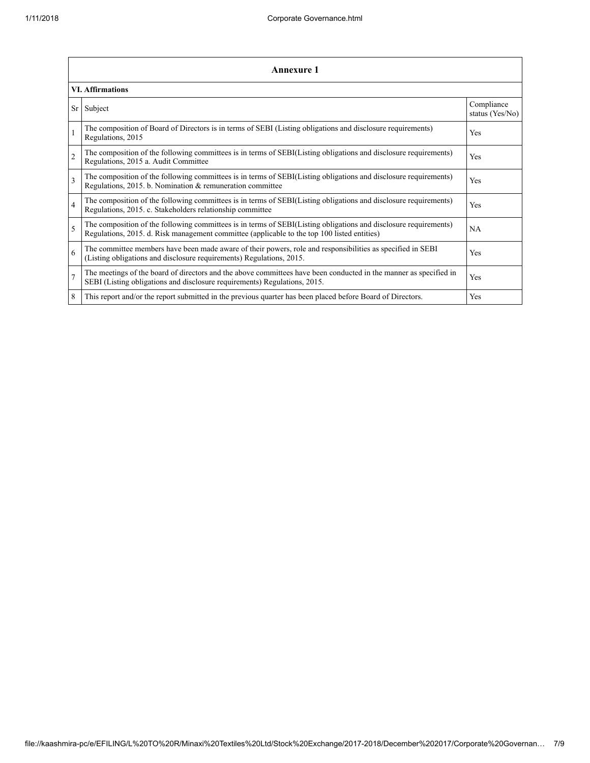| **Annexure 1** | | |
|---|---|---|
| **VI. Affirmations** | | |
| Sr | Subject | Compliance status (Yes/No) |
| 1 | The composition of Board of Directors is in terms of SEBI (Listing obligations and disclosure requirements) Regulations, 2015 | Yes |
| 2 | The composition of the following committees is in terms of SEBI(Listing obligations and disclosure requirements) Regulations, 2015 a. Audit Committee | Yes |
| 3 | The composition of the following committees is in terms of SEBI(Listing obligations and disclosure requirements) Regulations, 2015. b. Nomination & remuneration committee | Yes |
| 4 | The composition of the following committees is in terms of SEBI(Listing obligations and disclosure requirements) Regulations, 2015. c. Stakeholders relationship committee | Yes |
| 5 | The composition of the following committees is in terms of SEBI(Listing obligations and disclosure requirements) Regulations, 2015. d. Risk management committee (applicable to the top 100 listed entities) | NA |
| 6 | The committee members have been made aware of their powers, role and responsibilities as specified in SEBI (Listing obligations and disclosure requirements) Regulations, 2015. | Yes |
| 7 | The meetings of the board of directors and the above committees have been conducted in the manner as specified in SEBI (Listing obligations and disclosure requirements) Regulations, 2015. | Yes |
| 8 | This report and/or the report submitted in the previous quarter has been placed before Board of Directors. | Yes |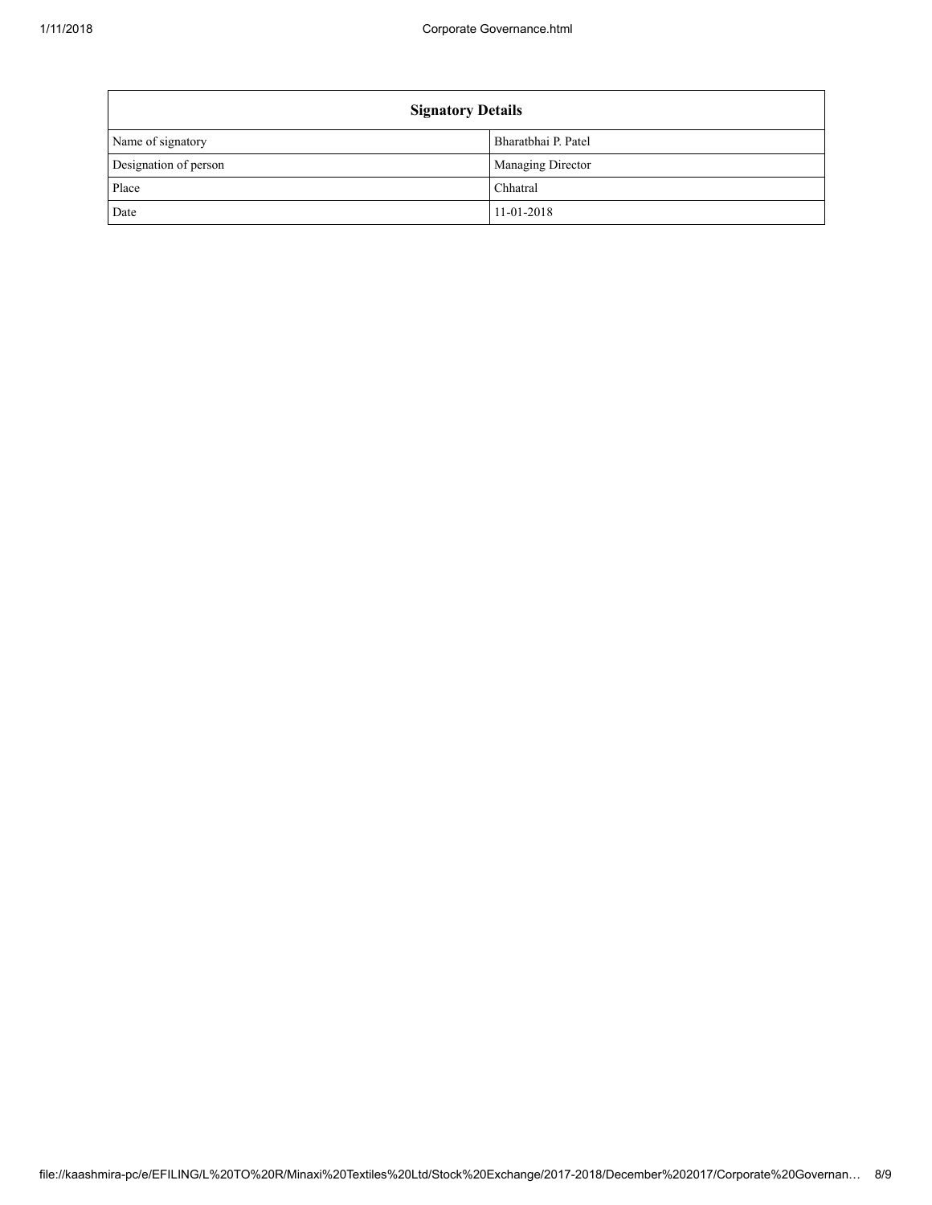| Signatory Details | |
|---|---|
| Name of signatory | Bharatbhai P. Patel |
| Designation of person | Managing Director |
| Place | Chhatral |
| Date | 11-01-2018 |